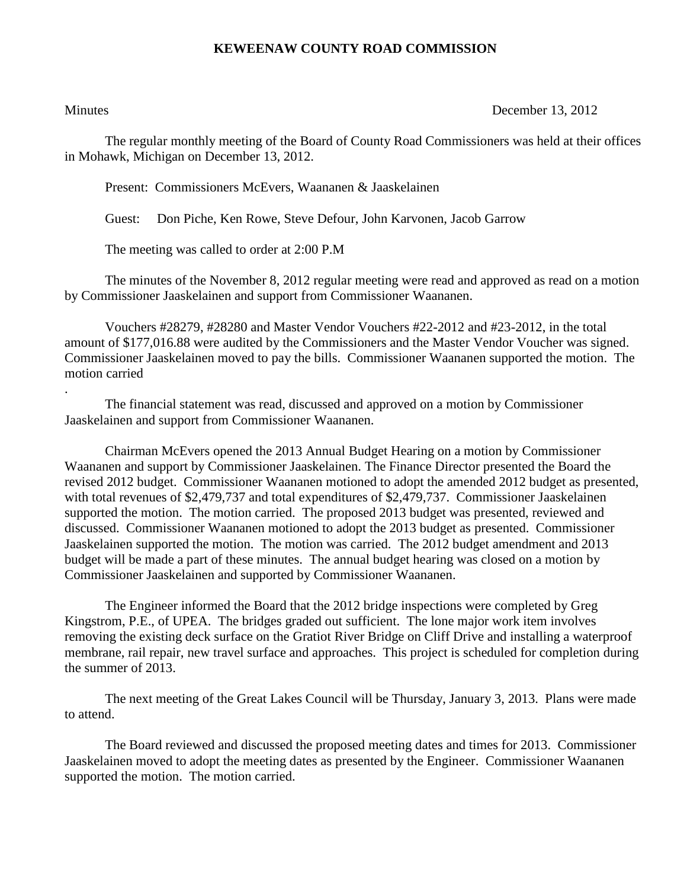# KEWEENAW COUNTY ROAD COMMISSION

Minutes December 13, 2012

The regular monthly meeting of the Board of County Road Commissioners was held at their offices in Mohawk, Michigan on December 13, 2012.

Present: Commissioners McEvers, Waananen & Jaaskelainen

Guest: Don Piche, Ken Rowe, Steve Defour, John Karvonen, Jacob Garrow

The meeting was called to order at 2:00 P.M

The minutes of the November 8, 2012 regular meeting were read and approved as read on a motion by Commissioner Jaaskelainen and support from Commissioner Waananen.

Vouchers #28279, #28280 and Master Vendor Vouchers #22-2012 and #23-2012, in the total amount of $177,016.88 were audited by the Commissioners and the Master Vendor Voucher was signed. Commissioner Jaaskelainen moved to pay the bills. Commissioner Waananen supported the motion. The motion carried

.

The financial statement was read, discussed and approved on a motion by Commissioner Jaaskelainen and support from Commissioner Waananen.

Chairman McEvers opened the 2013 Annual Budget Hearing on a motion by Commissioner Waananen and support by Commissioner Jaaskelainen. The Finance Director presented the Board the revised 2012 budget. Commissioner Waananen motioned to adopt the amended 2012 budget as presented, with total revenues of $2,479,737 and total expenditures of $2,479,737. Commissioner Jaaskelainen supported the motion. The motion carried. The proposed 2013 budget was presented, reviewed and discussed. Commissioner Waananen motioned to adopt the 2013 budget as presented. Commissioner Jaaskelainen supported the motion. The motion was carried. The 2012 budget amendment and 2013 budget will be made a part of these minutes. The annual budget hearing was closed on a motion by Commissioner Jaaskelainen and supported by Commissioner Waananen.

The Engineer informed the Board that the 2012 bridge inspections were completed by Greg Kingstrom, P.E., of UPEA. The bridges graded out sufficient. The lone major work item involves removing the existing deck surface on the Gratiot River Bridge on Cliff Drive and installing a waterproof membrane, rail repair, new travel surface and approaches. This project is scheduled for completion during the summer of 2013.

The next meeting of the Great Lakes Council will be Thursday, January 3, 2013. Plans were made to attend.

The Board reviewed and discussed the proposed meeting dates and times for 2013. Commissioner Jaaskelainen moved to adopt the meeting dates as presented by the Engineer. Commissioner Waananen supported the motion. The motion carried.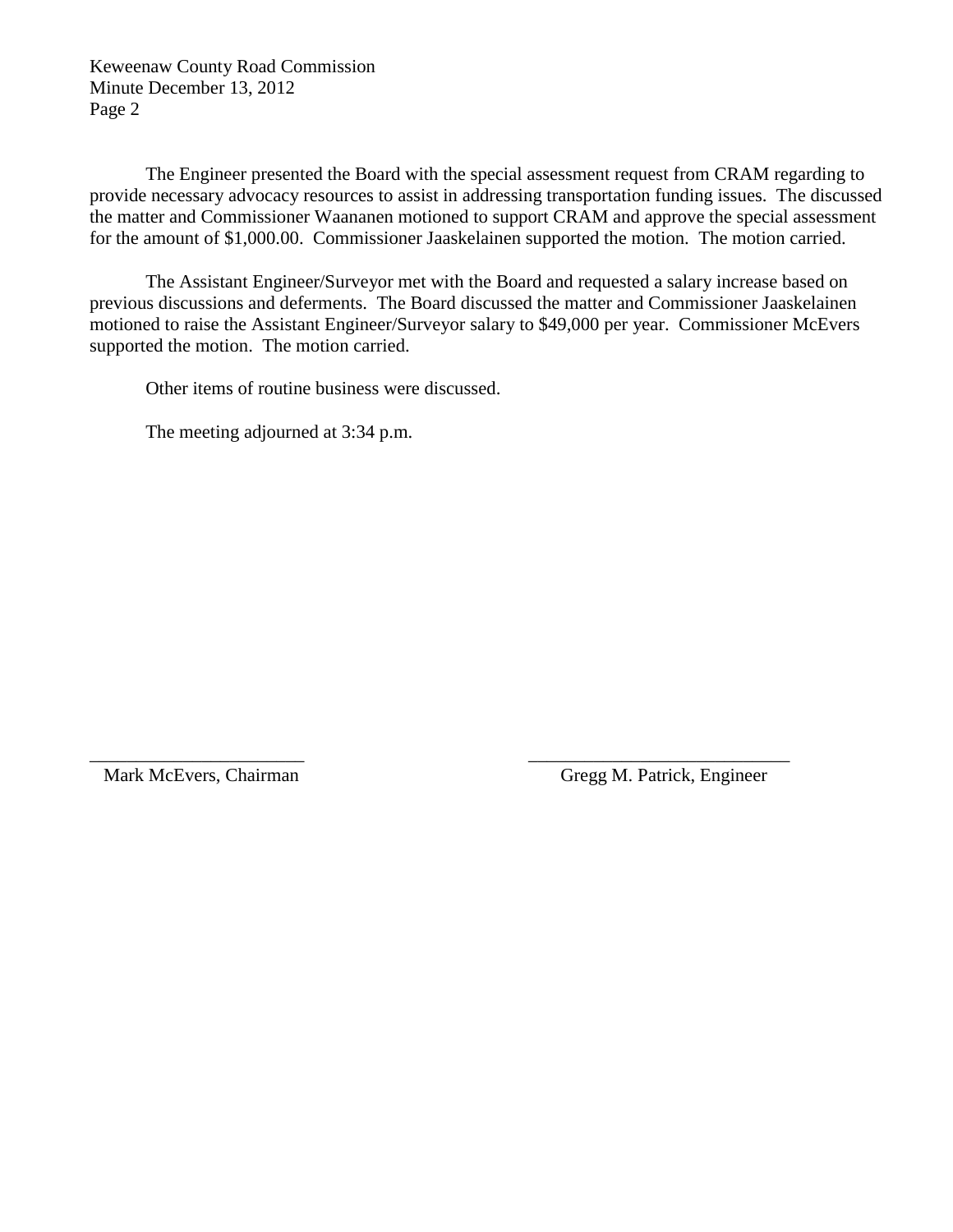The Engineer presented the Board with the special assessment request from CRAM regarding to provide necessary advocacy resources to assist in addressing transportation funding issues. The discussed the matter and Commissioner Waananen motioned to support CRAM and approve the special assessment for the amount of $1,000.00. Commissioner Jaaskelainen supported the motion. The motion carried.

The Assistant Engineer/Surveyor met with the Board and requested a salary increase based on previous discussions and deferments. The Board discussed the matter and Commissioner Jaaskelainen motioned to raise the Assistant Engineer/Surveyor salary to $49,000 per year. Commissioner McEvers supported the motion. The motion carried.

Other items of routine business were discussed.

The meeting adjourned at 3:34 p.m.

_______________________ ____________________________

Mark McEvers, Chairman Gregg M. Patrick, Engineer